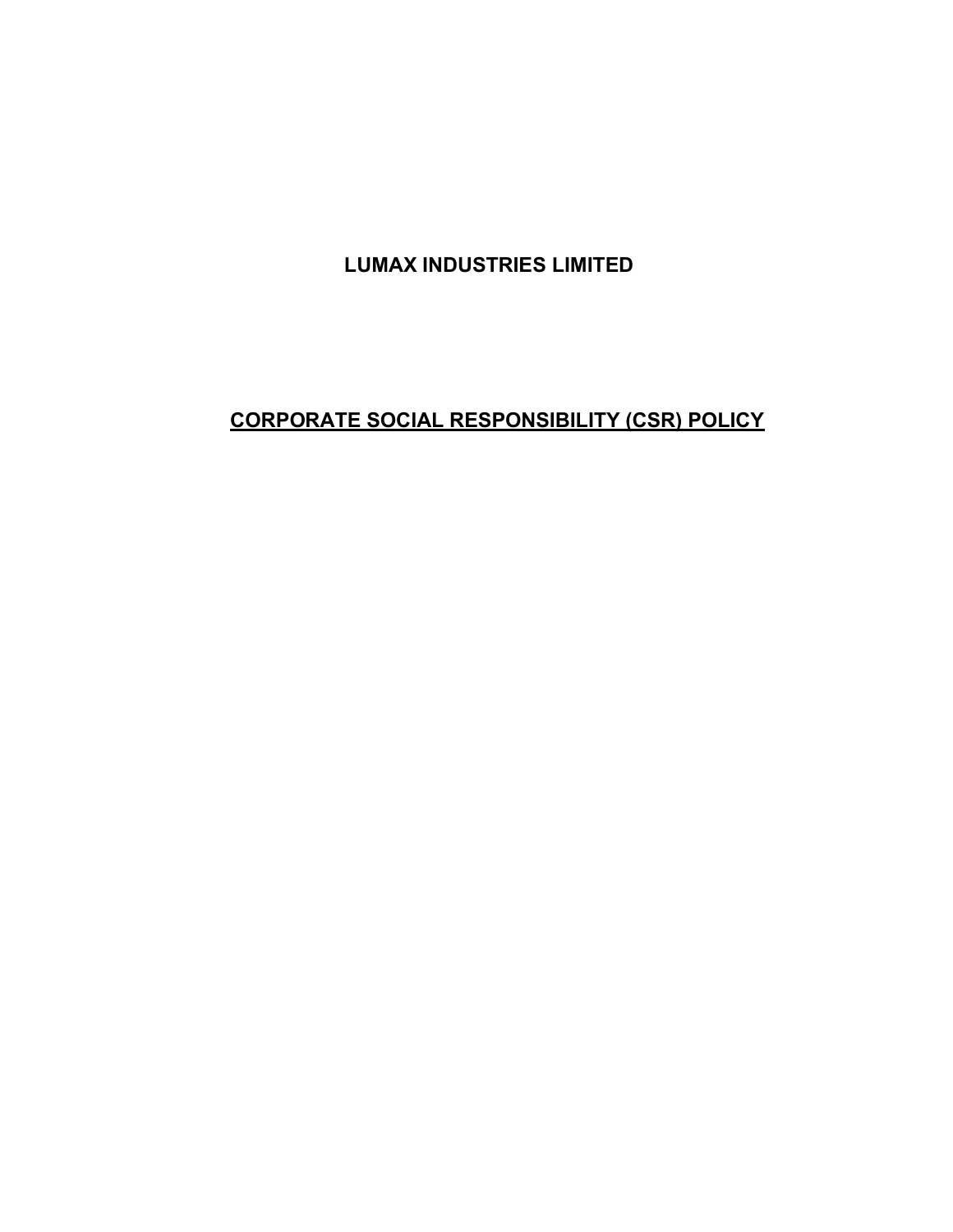# LUMAX INDUSTRIES LIMITED

## CORPORATE SOCIAL RESPONSIBILITY (CSR) POLICY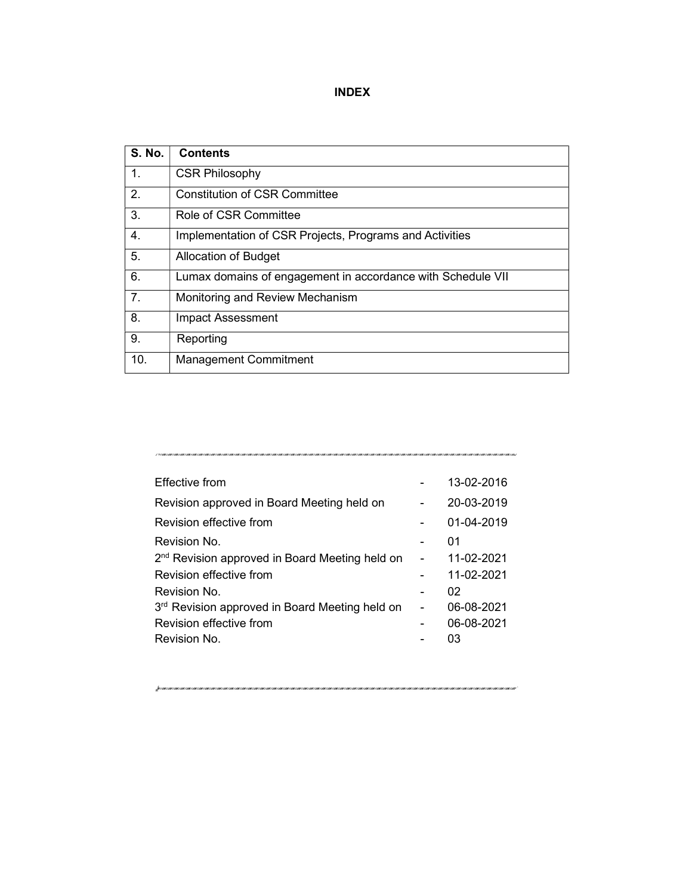**INDEX**

| S. No. | Contents |
|---|---|
| 1. | CSR Philosophy |
| 2. | Constitution of CSR Committee |
| 3. | Role of CSR Committee |
| 4. | Implementation of CSR Projects, Programs and Activities |
| 5. | Allocation of Budget |
| 6. | Lumax domains of engagement in accordance with Schedule VII |
| 7. | Monitoring and Review Mechanism |
| 8. | Impact Assessment |
| 9. | Reporting |
| 10. | Management Commitment |

| | | |
|---|---|---|
| Effective from | - | 13-02-2016 |
| Revision approved in Board Meeting held on | - | 20-03-2019 |
| Revision effective from | - | 01-04-2019 |
| Revision No. | - | 01 |
| 2nd Revision approved in Board Meeting held on | - | 11-02-2021 |
| Revision effective from | - | 11-02-2021 |
| Revision No. | - | 02 |
| 3rd Revision approved in Board Meeting held on | - | 06-08-2021 |
| Revision effective from | - | 06-08-2021 |
| Revision No. | - | 03 |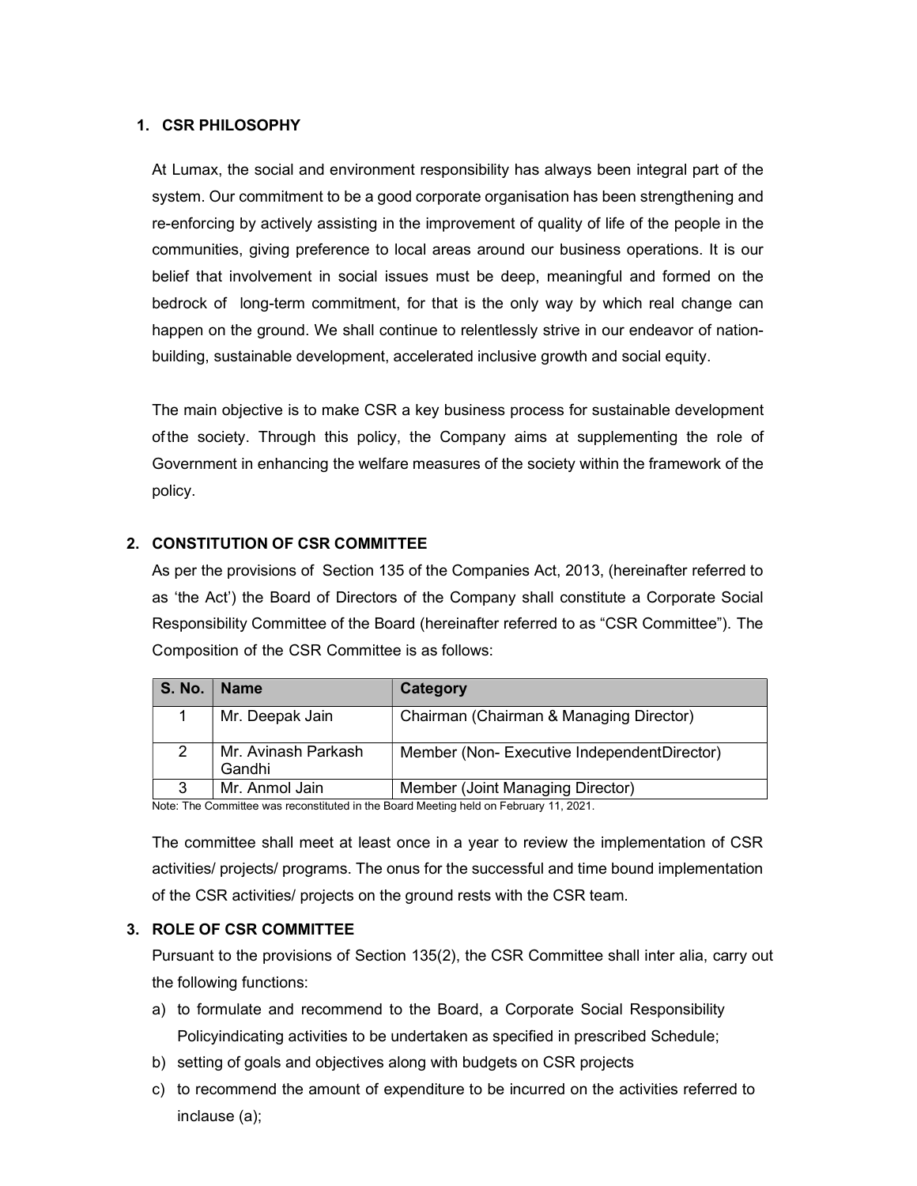## 1. CSR PHILOSOPHY

At Lumax, the social and environment responsibility has always been integral part of the system. Our commitment to be a good corporate organisation has been strengthening and re-enforcing by actively assisting in the improvement of quality of life of the people in the communities, giving preference to local areas around our business operations. It is our belief that involvement in social issues must be deep, meaningful and formed on the bedrock of long-term commitment, for that is the only way by which real change can happen on the ground. We shall continue to relentlessly strive in our endeavor of nation-building, sustainable development, accelerated inclusive growth and social equity.

The main objective is to make CSR a key business process for sustainable development of the society. Through this policy, the Company aims at supplementing the role of Government in enhancing the welfare measures of the society within the framework of the policy.

## 2. CONSTITUTION OF CSR COMMITTEE

As per the provisions of Section 135 of the Companies Act, 2013, (hereinafter referred to as 'the Act') the Board of Directors of the Company shall constitute a Corporate Social Responsibility Committee of the Board (hereinafter referred to as "CSR Committee"). The Composition of the CSR Committee is as follows:

| S. No. | Name | Category |
|---|---|---|
| 1 | Mr. Deepak Jain | Chairman (Chairman & Managing Director) |
| 2 | Mr. Avinash Parkash Gandhi | Member (Non- Executive IndependentDirector) |
| 3 | Mr. Anmol Jain | Member (Joint Managing Director) |

Note: The Committee was reconstituted in the Board Meeting held on February 11, 2021.

The committee shall meet at least once in a year to review the implementation of CSR activities/ projects/ programs. The onus for the successful and time bound implementation of the CSR activities/ projects on the ground rests with the CSR team.

## 3. ROLE OF CSR COMMITTEE

Pursuant to the provisions of Section 135(2), the CSR Committee shall inter alia, carry out the following functions:

a) to formulate and recommend to the Board, a Corporate Social Responsibility Policyindicating activities to be undertaken as specified in prescribed Schedule;
b) setting of goals and objectives along with budgets on CSR projects
c) to recommend the amount of expenditure to be incurred on the activities referred to inclause (a);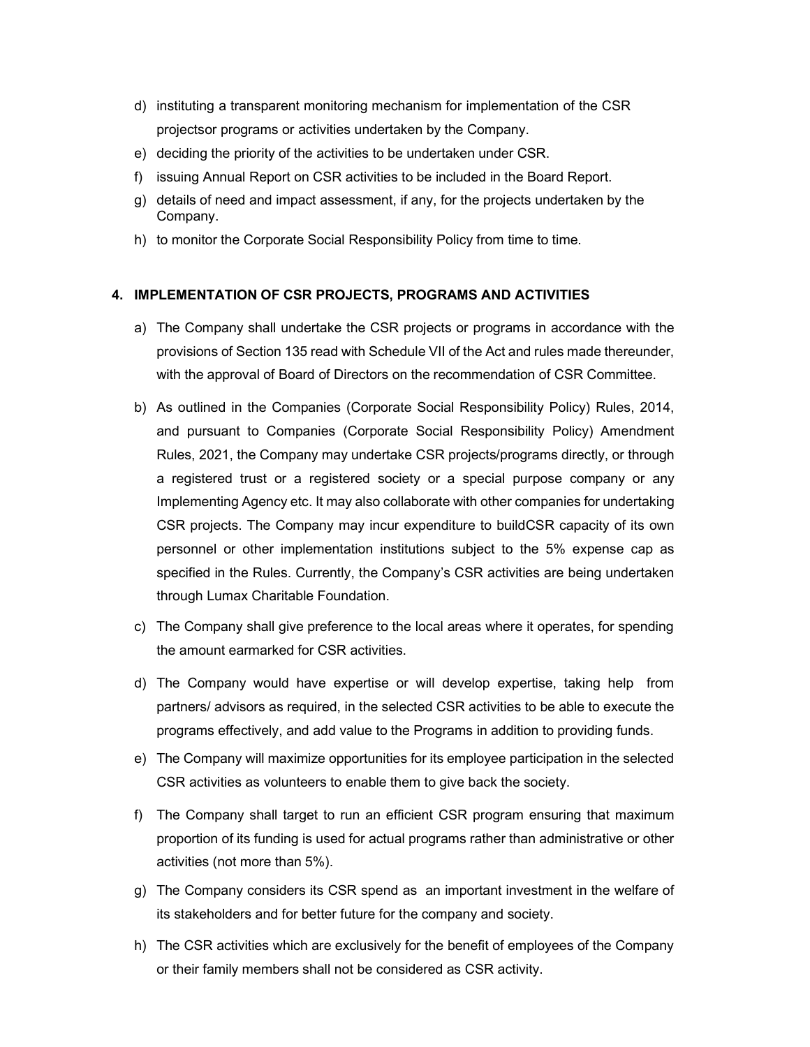d) instituting a transparent monitoring mechanism for implementation of the CSR projectsor programs or activities undertaken by the Company.
e) deciding the priority of the activities to be undertaken under CSR.
f) issuing Annual Report on CSR activities to be included in the Board Report.
g) details of need and impact assessment, if any, for the projects undertaken by the Company.
h) to monitor the Corporate Social Responsibility Policy from time to time.

## 4. IMPLEMENTATION OF CSR PROJECTS, PROGRAMS AND ACTIVITIES

a) The Company shall undertake the CSR projects or programs in accordance with the provisions of Section 135 read with Schedule VII of the Act and rules made thereunder, with the approval of Board of Directors on the recommendation of CSR Committee.

b) As outlined in the Companies (Corporate Social Responsibility Policy) Rules, 2014, and pursuant to Companies (Corporate Social Responsibility Policy) Amendment Rules, 2021, the Company may undertake CSR projects/programs directly, or through a registered trust or a registered society or a special purpose company or any Implementing Agency etc. It may also collaborate with other companies for undertaking CSR projects. The Company may incur expenditure to buildCSR capacity of its own personnel or other implementation institutions subject to the 5% expense cap as specified in the Rules. Currently, the Company's CSR activities are being undertaken through Lumax Charitable Foundation.

c) The Company shall give preference to the local areas where it operates, for spending the amount earmarked for CSR activities.

d) The Company would have expertise or will develop expertise, taking help from partners/ advisors as required, in the selected CSR activities to be able to execute the programs effectively, and add value to the Programs in addition to providing funds.

e) The Company will maximize opportunities for its employee participation in the selected CSR activities as volunteers to enable them to give back the society.

f) The Company shall target to run an efficient CSR program ensuring that maximum proportion of its funding is used for actual programs rather than administrative or other activities (not more than 5%).

g) The Company considers its CSR spend as an important investment in the welfare of its stakeholders and for better future for the company and society.

h) The CSR activities which are exclusively for the benefit of employees of the Company or their family members shall not be considered as CSR activity.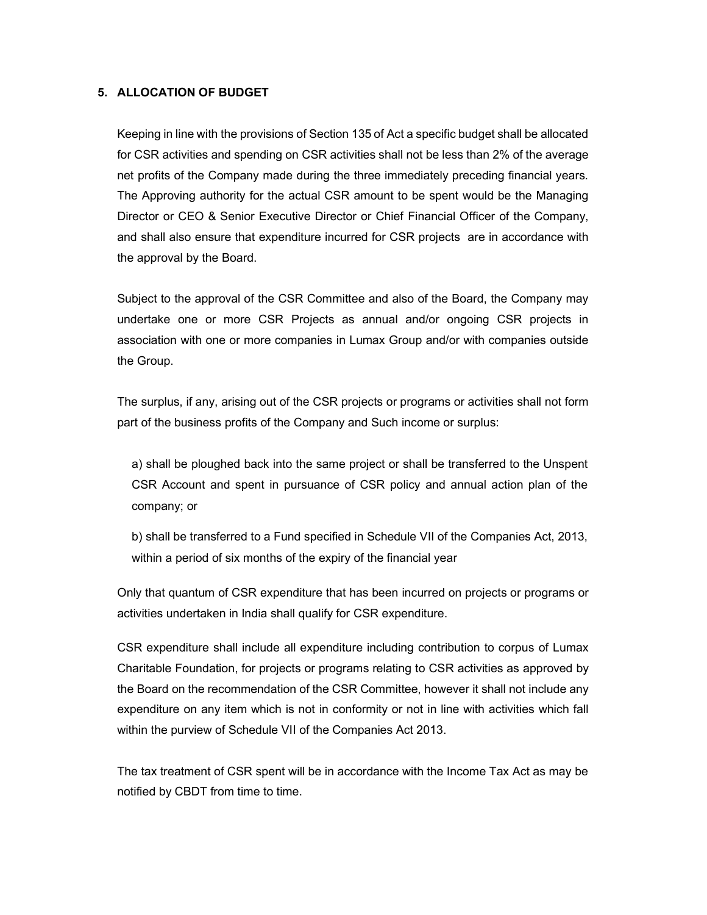## 5. ALLOCATION OF BUDGET

Keeping in line with the provisions of Section 135 of Act a specific budget shall be allocated for CSR activities and spending on CSR activities shall not be less than 2% of the average net profits of the Company made during the three immediately preceding financial years. The Approving authority for the actual CSR amount to be spent would be the Managing Director or CEO & Senior Executive Director or Chief Financial Officer of the Company, and shall also ensure that expenditure incurred for CSR projects are in accordance with the approval by the Board.

Subject to the approval of the CSR Committee and also of the Board, the Company may undertake one or more CSR Projects as annual and/or ongoing CSR projects in association with one or more companies in Lumax Group and/or with companies outside the Group.

The surplus, if any, arising out of the CSR projects or programs or activities shall not form part of the business profits of the Company and Such income or surplus:

a) shall be ploughed back into the same project or shall be transferred to the Unspent CSR Account and spent in pursuance of CSR policy and annual action plan of the company; or

b) shall be transferred to a Fund specified in Schedule VII of the Companies Act, 2013, within a period of six months of the expiry of the financial year

Only that quantum of CSR expenditure that has been incurred on projects or programs or activities undertaken in India shall qualify for CSR expenditure.

CSR expenditure shall include all expenditure including contribution to corpus of Lumax Charitable Foundation, for projects or programs relating to CSR activities as approved by the Board on the recommendation of the CSR Committee, however it shall not include any expenditure on any item which is not in conformity or not in line with activities which fall within the purview of Schedule VII of the Companies Act 2013.

The tax treatment of CSR spent will be in accordance with the Income Tax Act as may be notified by CBDT from time to time.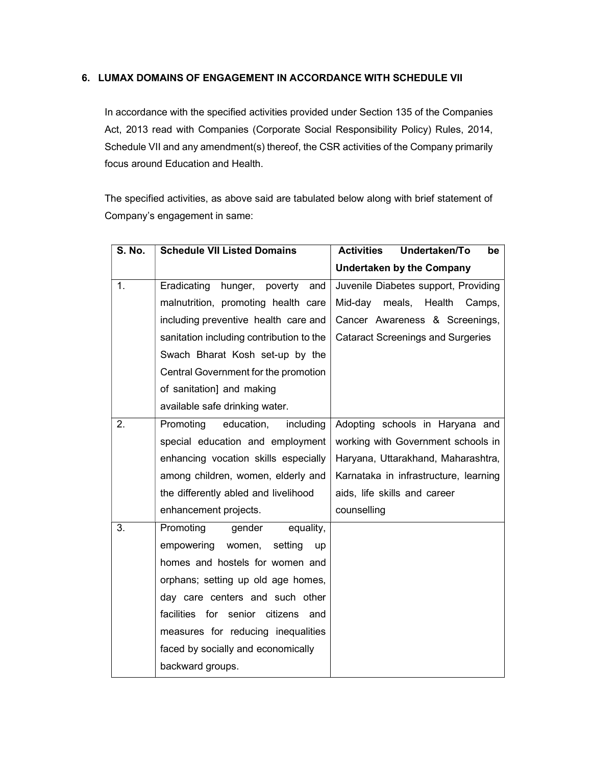## 6. LUMAX DOMAINS OF ENGAGEMENT IN ACCORDANCE WITH SCHEDULE VII

In accordance with the specified activities provided under Section 135 of the Companies Act, 2013 read with Companies (Corporate Social Responsibility Policy) Rules, 2014, Schedule VII and any amendment(s) thereof, the CSR activities of the Company primarily focus around Education and Health.

The specified activities, as above said are tabulated below along with brief statement of Company's engagement in same:

| S. No. | Schedule VII Listed Domains | Activities Undertaken/To be Undertaken by the Company |
|---|---|---|
| 1. | Eradicating hunger, poverty and malnutrition, promoting health care including preventive health care and sanitation including contribution to the Swach Bharat Kosh set-up by the Central Government for the promotion of sanitation] and making available safe drinking water. | Juvenile Diabetes support, Providing Mid-day meals, Health Camps, Cancer Awareness & Screenings, Cataract Screenings and Surgeries |
| 2. | Promoting education, including special education and employment enhancing vocation skills especially among children, women, elderly and the differently abled and livelihood enhancement projects. | Adopting schools in Haryana and working with Government schools in Haryana, Uttarakhand, Maharashtra, Karnataka in infrastructure, learning aids, life skills and career counselling |
| 3. | Promoting gender equality, empowering women, setting up homes and hostels for women and orphans; setting up old age homes, day care centers and such other facilities for senior citizens and measures for reducing inequalities faced by socially and economically backward groups. | |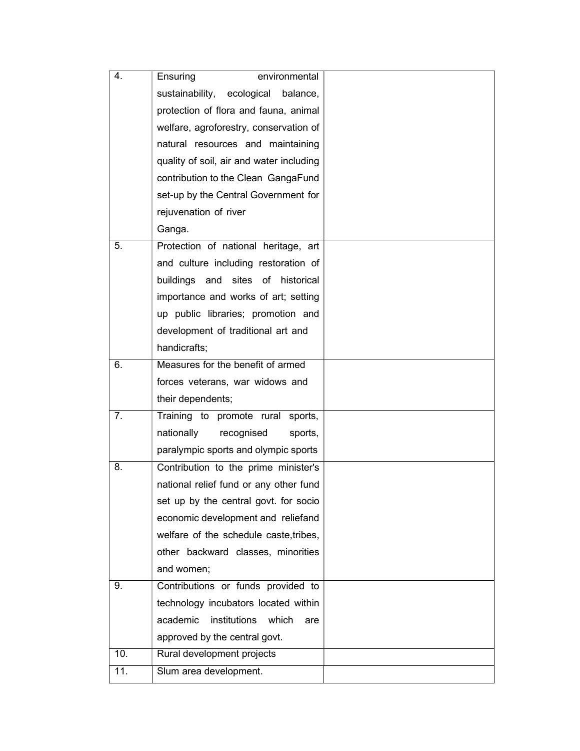| | | |
|---|---|---|
| 4. | Ensuring environmental sustainability, ecological balance, protection of flora and fauna, animal welfare, agroforestry, conservation of natural resources and maintaining quality of soil, air and water including contribution to the Clean GangaFund set-up by the Central Government for rejuvenation of river Ganga. | |
| 5. | Protection of national heritage, art and culture including restoration of buildings and sites of historical importance and works of art; setting up public libraries; promotion and development of traditional art and handicrafts; | |
| 6. | Measures for the benefit of armed forces veterans, war widows and their dependents; | |
| 7. | Training to promote rural sports, nationally recognised sports, paralympic sports and olympic sports | |
| 8. | Contribution to the prime minister's national relief fund or any other fund set up by the central govt. for socio economic development and reliefand welfare of the schedule caste,tribes, other backward classes, minorities and women; | |
| 9. | Contributions or funds provided to technology incubators located within academic institutions which are approved by the central govt. | |
| 10. | Rural development projects | |
| 11. | Slum area development. | |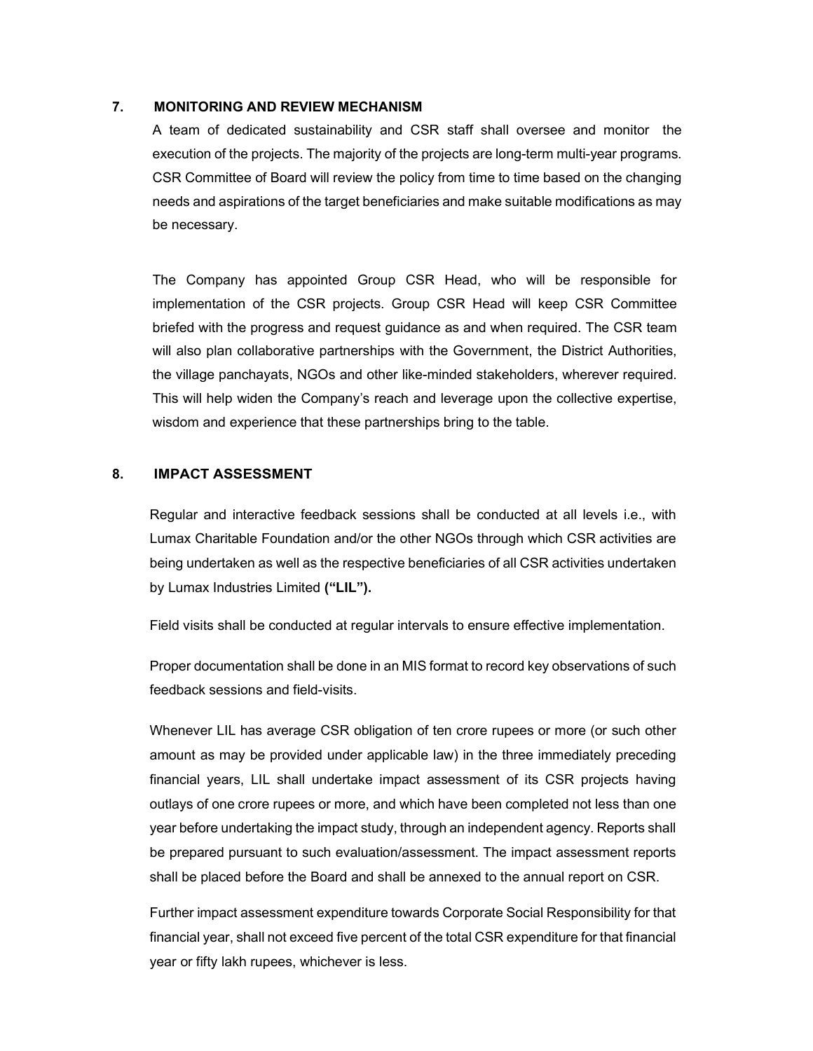## 7. MONITORING AND REVIEW MECHANISM

A team of dedicated sustainability and CSR staff shall oversee and monitor the execution of the projects. The majority of the projects are long-term multi-year programs. CSR Committee of Board will review the policy from time to time based on the changing needs and aspirations of the target beneficiaries and make suitable modifications as may be necessary.

The Company has appointed Group CSR Head, who will be responsible for implementation of the CSR projects. Group CSR Head will keep CSR Committee briefed with the progress and request guidance as and when required. The CSR team will also plan collaborative partnerships with the Government, the District Authorities, the village panchayats, NGOs and other like-minded stakeholders, wherever required. This will help widen the Company's reach and leverage upon the collective expertise, wisdom and experience that these partnerships bring to the table.

## 8. IMPACT ASSESSMENT

Regular and interactive feedback sessions shall be conducted at all levels i.e., with Lumax Charitable Foundation and/or the other NGOs through which CSR activities are being undertaken as well as the respective beneficiaries of all CSR activities undertaken by Lumax Industries Limited **("LIL").**

Field visits shall be conducted at regular intervals to ensure effective implementation.

Proper documentation shall be done in an MIS format to record key observations of such feedback sessions and field-visits.

Whenever LIL has average CSR obligation of ten crore rupees or more (or such other amount as may be provided under applicable law) in the three immediately preceding financial years, LIL shall undertake impact assessment of its CSR projects having outlays of one crore rupees or more, and which have been completed not less than one year before undertaking the impact study, through an independent agency. Reports shall be prepared pursuant to such evaluation/assessment. The impact assessment reports shall be placed before the Board and shall be annexed to the annual report on CSR.

Further impact assessment expenditure towards Corporate Social Responsibility for that financial year, shall not exceed five percent of the total CSR expenditure for that financial year or fifty lakh rupees, whichever is less.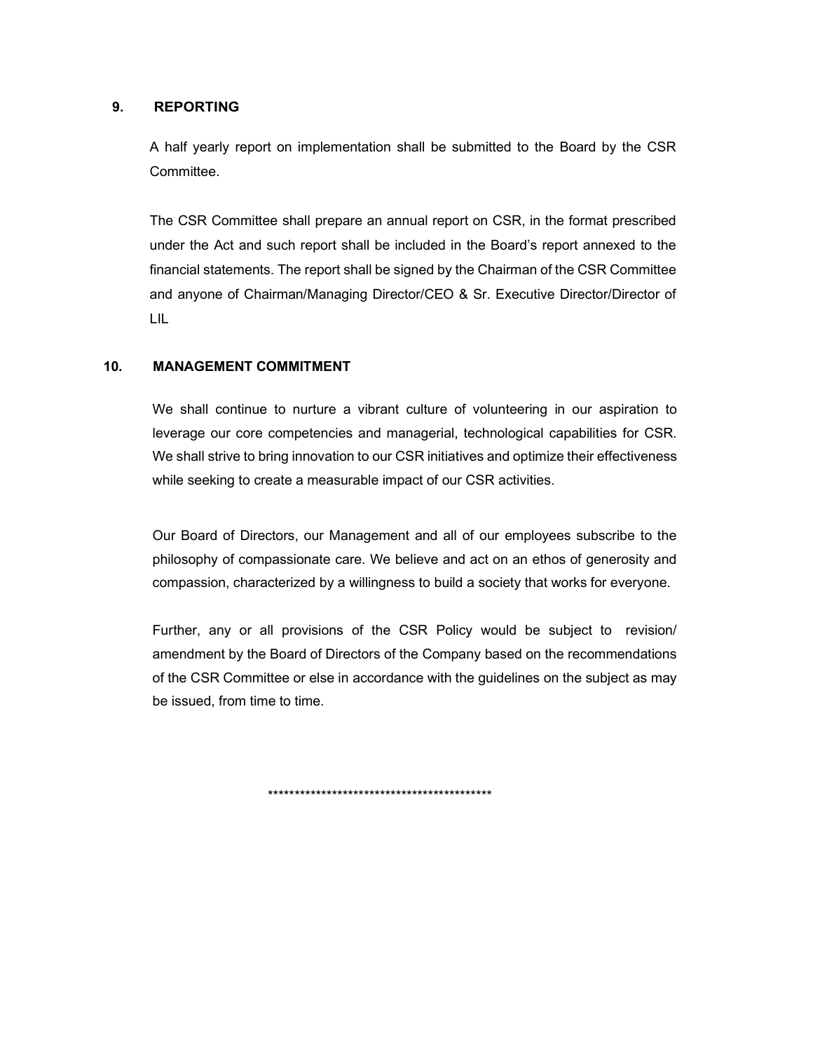## 9. REPORTING

A half yearly report on implementation shall be submitted to the Board by the CSR Committee.

The CSR Committee shall prepare an annual report on CSR, in the format prescribed under the Act and such report shall be included in the Board's report annexed to the financial statements. The report shall be signed by the Chairman of the CSR Committee and anyone of Chairman/Managing Director/CEO & Sr. Executive Director/Director of LIL

## 10. MANAGEMENT COMMITMENT

We shall continue to nurture a vibrant culture of volunteering in our aspiration to leverage our core competencies and managerial, technological capabilities for CSR. We shall strive to bring innovation to our CSR initiatives and optimize their effectiveness while seeking to create a measurable impact of our CSR activities.

Our Board of Directors, our Management and all of our employees subscribe to the philosophy of compassionate care. We believe and act on an ethos of generosity and compassion, characterized by a willingness to build a society that works for everyone.

Further, any or all provisions of the CSR Policy would be subject to revision/ amendment by the Board of Directors of the Company based on the recommendations of the CSR Committee or else in accordance with the guidelines on the subject as may be issued, from time to time.

*******************************************